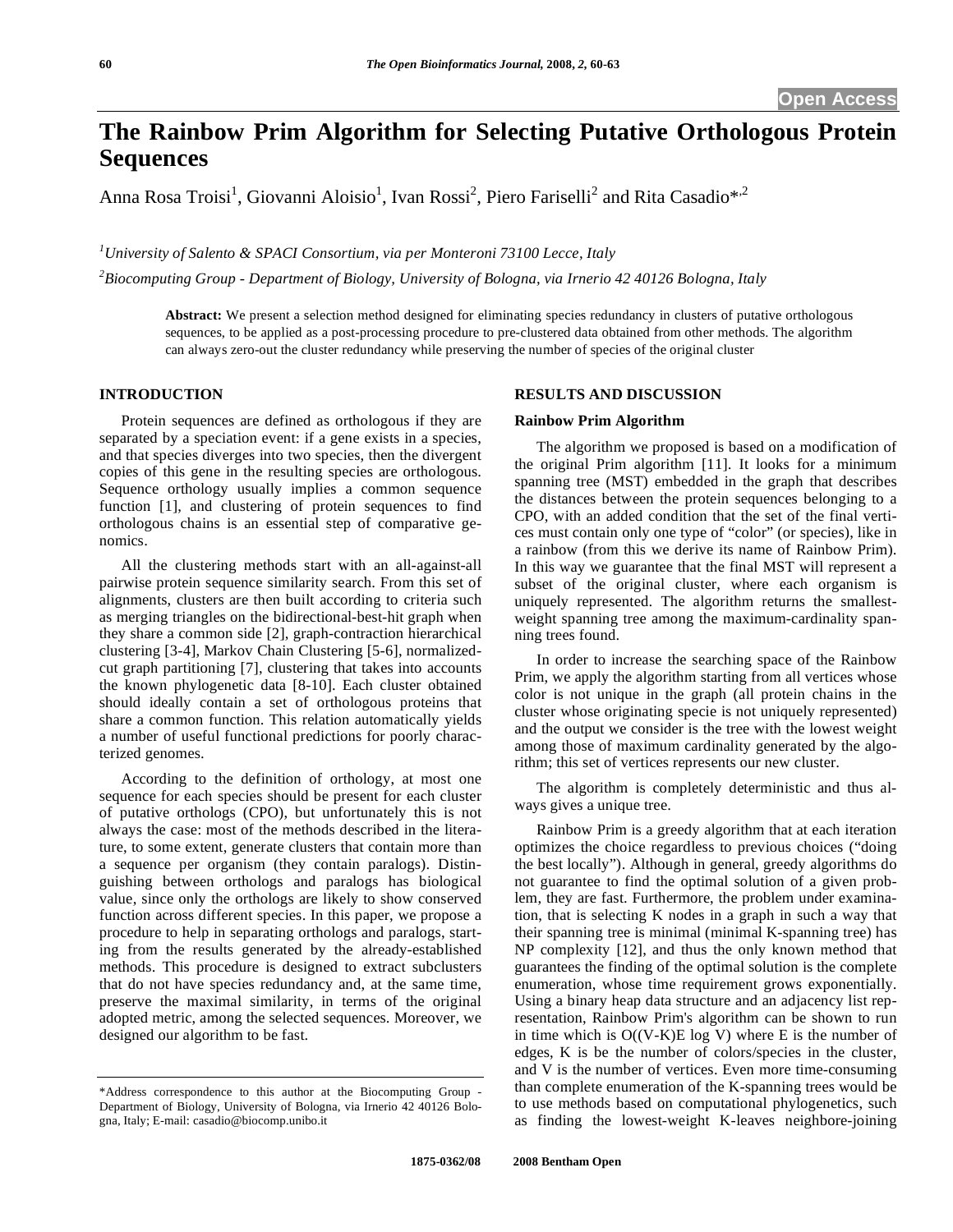# The Rainbow Prim Algorithm for Selecting Putative Orthologous Protein Sequences

Anna Rosa Troisi[1], Giovanni Aloisio[1], Ivan Rossi[2], Piero Fariselli[2] and Rita Casadio*[,2]

[1]*University of Salento & SPACI Consortium, via per Monteroni 73100 Lecce, Italy*

[2]*Biocomputing Group - Department of Biology, University of Bologna, via Irnerio 42 40126 Bologna, Italy*

**Abstract:** We present a selection method designed for eliminating species redundancy in clusters of putative orthologous sequences, to be applied as a post-processing procedure to pre-clustered data obtained from other methods. The algorithm can always zero-out the cluster redundancy while preserving the number of species of the original cluster

## INTRODUCTION

Protein sequences are defined as orthologous if they are separated by a speciation event: if a gene exists in a species, and that species diverges into two species, then the divergent copies of this gene in the resulting species are orthologous. Sequence orthology usually implies a common sequence function [1], and clustering of protein sequences to find orthologous chains is an essential step of comparative genomics.

All the clustering methods start with an all-against-all pairwise protein sequence similarity search. From this set of alignments, clusters are then built according to criteria such as merging triangles on the bidirectional-best-hit graph when they share a common side [2], graph-contraction hierarchical clustering [3-4], Markov Chain Clustering [5-6], normalized-cut graph partitioning [7], clustering that takes into accounts the known phylogenetic data [8-10]. Each cluster obtained should ideally contain a set of orthologous proteins that share a common function. This relation automatically yields a number of useful functional predictions for poorly characterized genomes.

According to the definition of orthology, at most one sequence for each species should be present for each cluster of putative orthologs (CPO), but unfortunately this is not always the case: most of the methods described in the literature, to some extent, generate clusters that contain more than a sequence per organism (they contain paralogs). Distinguishing between orthologs and paralogs has biological value, since only the orthologs are likely to show conserved function across different species. In this paper, we propose a procedure to help in separating orthologs and paralogs, starting from the results generated by the already-established methods. This procedure is designed to extract subclusters that do not have species redundancy and, at the same time, preserve the maximal similarity, in terms of the original adopted metric, among the selected sequences. Moreover, we designed our algorithm to be fast.

*Address correspondence to this author at the Biocomputing Group - Department of Biology, University of Bologna, via Irnerio 42 40126 Bologna, Italy; E-mail: casadio@biocomp.unibo.it

## RESULTS AND DISCUSSION

### Rainbow Prim Algorithm

The algorithm we proposed is based on a modification of the original Prim algorithm [11]. It looks for a minimum spanning tree (MST) embedded in the graph that describes the distances between the protein sequences belonging to a CPO, with an added condition that the set of the final vertices must contain only one type of "color" (or species), like in a rainbow (from this we derive its name of Rainbow Prim). In this way we guarantee that the final MST will represent a subset of the original cluster, where each organism is uniquely represented. The algorithm returns the smallest-weight spanning tree among the maximum-cardinality spanning trees found.

In order to increase the searching space of the Rainbow Prim, we apply the algorithm starting from all vertices whose color is not unique in the graph (all protein chains in the cluster whose originating specie is not uniquely represented) and the output we consider is the tree with the lowest weight among those of maximum cardinality generated by the algorithm; this set of vertices represents our new cluster.

The algorithm is completely deterministic and thus always gives a unique tree.

Rainbow Prim is a greedy algorithm that at each iteration optimizes the choice regardless to previous choices ("doing the best locally"). Although in general, greedy algorithms do not guarantee to find the optimal solution of a given problem, they are fast. Furthermore, the problem under examination, that is selecting K nodes in a graph in such a way that their spanning tree is minimal (minimal K-spanning tree) has NP complexity [12], and thus the only known method that guarantees the finding of the optimal solution is the complete enumeration, whose time requirement grows exponentially. Using a binary heap data structure and an adjacency list representation, Rainbow Prim's algorithm can be shown to run in time which is $O((V-K)E \log V)$ where E is the number of edges, K is be the number of colors/species in the cluster, and V is the number of vertices. Even more time-consuming than complete enumeration of the K-spanning trees would be to use methods based on computational phylogenetics, such as finding the lowest-weight K-leaves neighbore-joining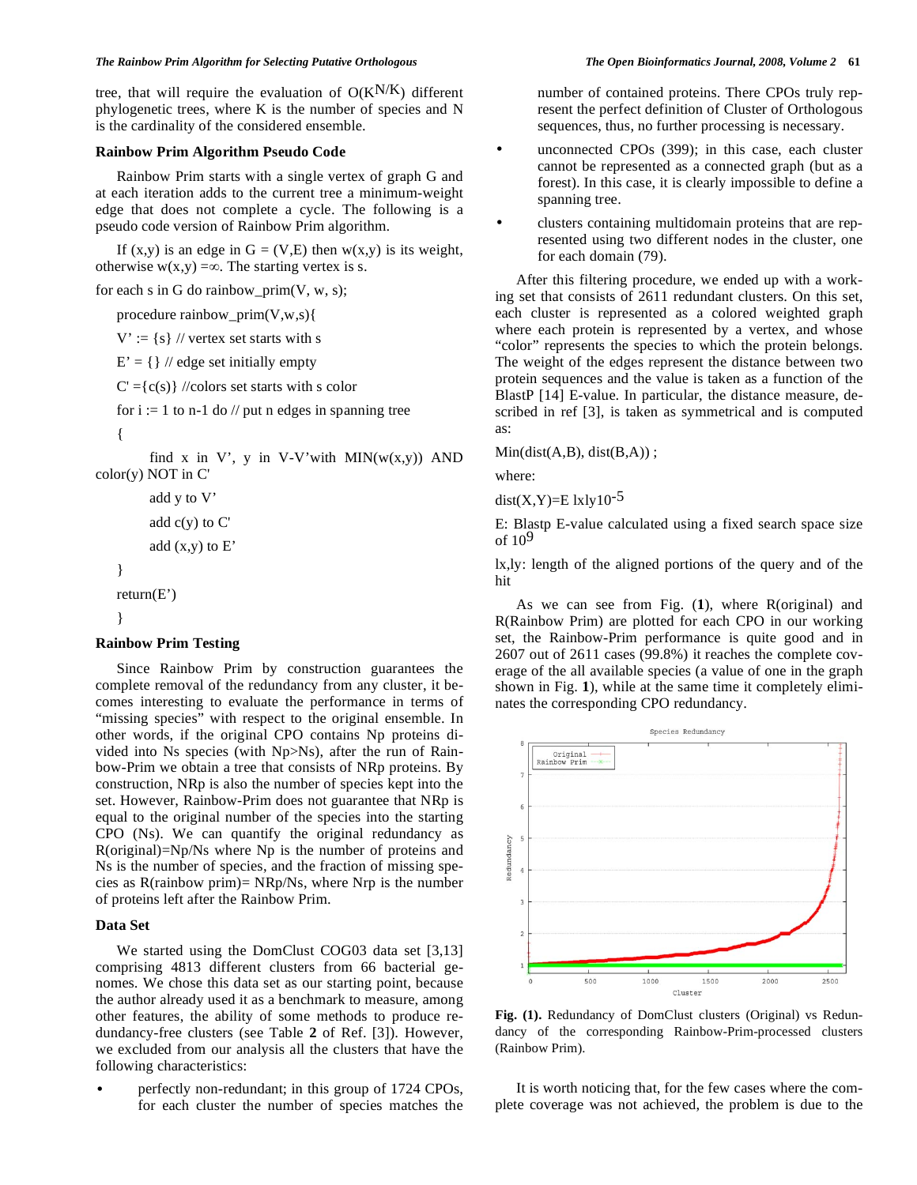tree, that will require the evaluation of $O(K^{N/K})$ different phylogenetic trees, where K is the number of species and N is the cardinality of the considered ensemble.

## Rainbow Prim Algorithm Pseudo Code

Rainbow Prim starts with a single vertex of graph G and at each iteration adds to the current tree a minimum-weight edge that does not complete a cycle. The following is a pseudo code version of Rainbow Prim algorithm.

If (x,y) is an edge in G = (V,E) then w(x,y) is its weight, otherwise w(x,y) =∞. The starting vertex is s.

for each s in G do rainbow_prim(V, w, s);

```
procedure rainbow_prim(V,w,s){
V' := {s} // vertex set starts with s
E' = {} // edge set initially empty
C' ={c(s)} //colors set starts with s color
for i := 1 to n-1 do // put n edges in spanning tree
{
    find x in V', y in V-V'with MIN(w(x,y)) AND color(y) NOT in C'
    add y to V'
    add c(y) to C'
    add (x,y) to E'
}
return(E')
}
```

## Rainbow Prim Testing

Since Rainbow Prim by construction guarantees the complete removal of the redundancy from any cluster, it becomes interesting to evaluate the performance in terms of "missing species" with respect to the original ensemble. In other words, if the original CPO contains Np proteins divided into Ns species (with Np>Ns), after the run of Rainbow-Prim we obtain a tree that consists of NRp proteins. By construction, NRp is also the number of species kept into the set. However, Rainbow-Prim does not guarantee that NRp is equal to the original number of the species into the starting CPO (Ns). We can quantify the original redundancy as R(original)=Np/Ns where Np is the number of proteins and Ns is the number of species, and the fraction of missing species as R(rainbow prim)= NRp/Ns, where Nrp is the number of proteins left after the Rainbow Prim.

## Data Set

We started using the DomClust COG03 data set [3,13] comprising 4813 different clusters from 66 bacterial genomes. We chose this data set as our starting point, because the author already used it as a benchmark to measure, among other features, the ability of some methods to produce redundancy-free clusters (see Table **2** of Ref. [3]). However, we excluded from our analysis all the clusters that have the following characteristics:

- perfectly non-redundant; in this group of 1724 CPOs, for each cluster the number of species matches the number of contained proteins. There CPOs truly represent the perfect definition of Cluster of Orthologous sequences, thus, no further processing is necessary.
- unconnected CPOs (399); in this case, each cluster cannot be represented as a connected graph (but as a forest). In this case, it is clearly impossible to define a spanning tree.
- clusters containing multidomain proteins that are represented using two different nodes in the cluster, one for each domain (79).

After this filtering procedure, we ended up with a working set that consists of 2611 redundant clusters. On this set, each cluster is represented as a colored weighted graph where each protein is represented by a vertex, and whose "color" represents the species to which the protein belongs. The weight of the edges represent the distance between two protein sequences and the value is taken as a function of the BlastP [14] E-value. In particular, the distance measure, described in ref [3], is taken as symmetrical and is computed as:

Min(dist(A,B), dist(B,A)) ;

where:

$dist(X,Y)=E\ lxly10^{-5}$

E: Blastp E-value calculated using a fixed search space size of $10^9$

lx,ly: length of the aligned portions of the query and of the hit

As we can see from Fig. (**1**), where R(original) and R(Rainbow Prim) are plotted for each CPO in our working set, the Rainbow-Prim performance is quite good and in 2607 out of 2611 cases (99.8%) it reaches the complete coverage of the all available species (a value of one in the graph shown in Fig. **1**), while at the same time it completely eliminates the corresponding CPO redundancy.

**Fig. (1).** Redundancy of DomClust clusters (Original) vs Redundancy of the corresponding Rainbow-Prim-processed clusters (Rainbow Prim).

It is worth noticing that, for the few cases where the complete coverage was not achieved, the problem is due to the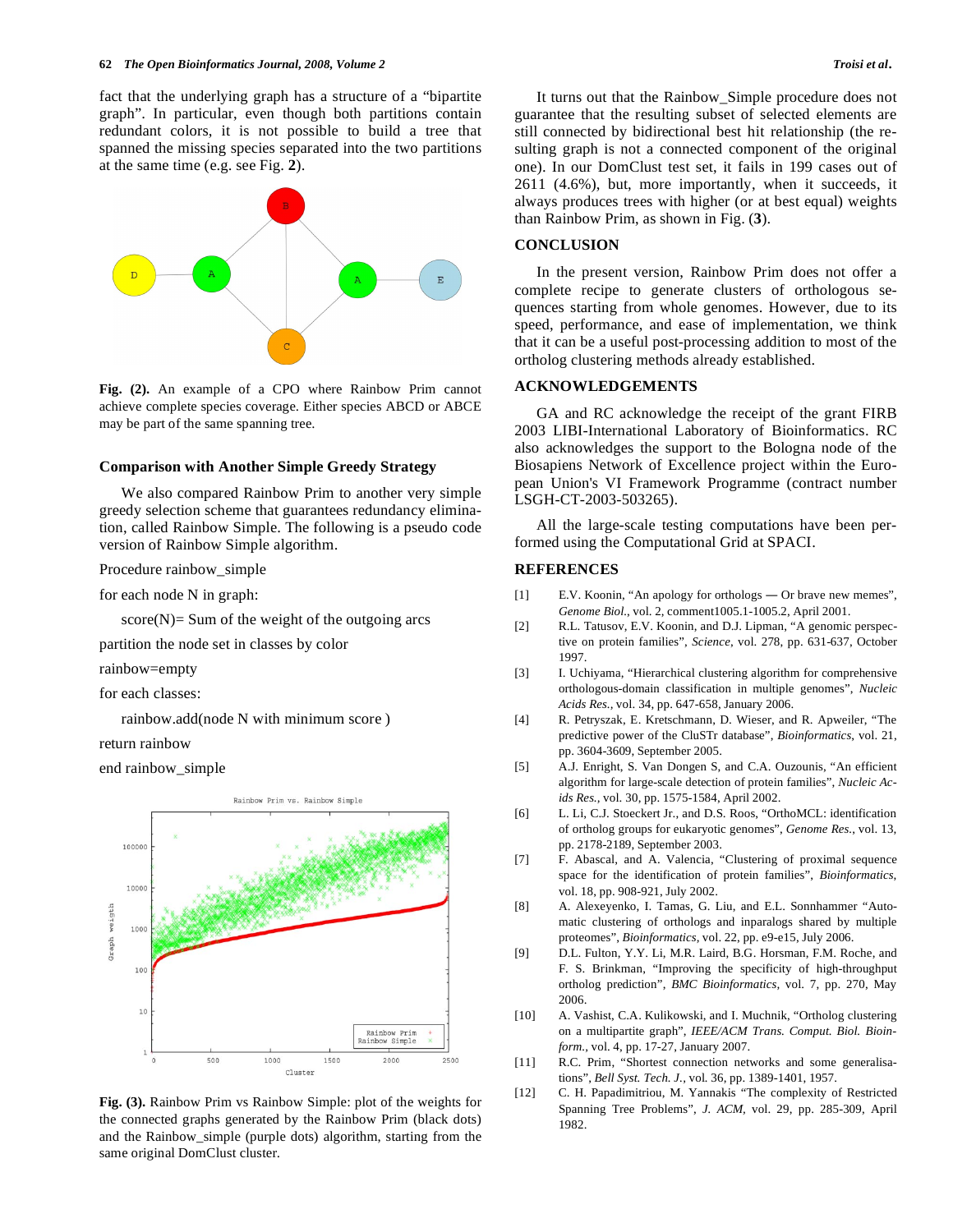fact that the underlying graph has a structure of a “bipartite graph”. In particular, even though both partitions contain redundant colors, it is not possible to build a tree that spanned the missing species separated into the two partitions at the same time (e.g. see Fig. **2**).

**Fig. (2).** An example of a CPO where Rainbow Prim cannot achieve complete species coverage. Either species ABCD or ABCE may be part of the same spanning tree.

### Comparison with Another Simple Greedy Strategy

We also compared Rainbow Prim to another very simple greedy selection scheme that guarantees redundancy elimination, called Rainbow Simple. The following is a pseudo code version of Rainbow Simple algorithm.

```
Procedure rainbow_simple
for each node N in graph:
    score(N)= Sum of the weight of the outgoing arcs
partition the node set in classes by color
rainbow=empty
for each classes:
    rainbow.add(node N with minimum score )
return rainbow
end rainbow_simple
```

**Fig. (3).** Rainbow Prim vs Rainbow Simple: plot of the weights for the connected graphs generated by the Rainbow Prim (black dots) and the Rainbow_simple (purple dots) algorithm, starting from the same original DomClust cluster.

It turns out that the Rainbow_Simple procedure does not guarantee that the resulting subset of selected elements are still connected by bidirectional best hit relationship (the resulting graph is not a connected component of the original one). In our DomClust test set, it fails in 199 cases out of 2611 (4.6%), but, more importantly, when it succeeds, it always produces trees with higher (or at best equal) weights than Rainbow Prim, as shown in Fig. (**3**).

## CONCLUSION

In the present version, Rainbow Prim does not offer a complete recipe to generate clusters of orthologous sequences starting from whole genomes. However, due to its speed, performance, and ease of implementation, we think that it can be a useful post-processing addition to most of the ortholog clustering methods already established.

## ACKNOWLEDGEMENTS

GA and RC acknowledge the receipt of the grant FIRB 2003 LIBI-International Laboratory of Bioinformatics. RC also acknowledges the support to the Bologna node of the Biosapiens Network of Excellence project within the European Union's VI Framework Programme (contract number LSGH-CT-2003-503265).

All the large-scale testing computations have been performed using the Computational Grid at SPACI.

## REFERENCES

[1] E.V. Koonin, “An apology for orthologs — Or brave new memes”, *Genome Biol.*, vol. 2, comment1005.1-1005.2, April 2001.

[2] R.L. Tatusov, E.V. Koonin, and D.J. Lipman, “A genomic perspective on protein families”, *Science*, vol. 278, pp. 631-637, October 1997.

[3] I. Uchiyama, “Hierarchical clustering algorithm for comprehensive orthologous-domain classification in multiple genomes”, *Nucleic Acids Res.*, vol. 34, pp. 647-658, January 2006.

[4] R. Petryszak, E. Kretschmann, D. Wieser, and R. Apweiler, “The predictive power of the CluSTr database”, *Bioinformatics*, vol. 21, pp. 3604-3609, September 2005.

[5] A.J. Enright, S. Van Dongen S, and C.A. Ouzounis, “An efficient algorithm for large-scale detection of protein families”, *Nucleic Acids Res.*, vol. 30, pp. 1575-1584, April 2002.

[6] L. Li, C.J. Stoeckert Jr., and D.S. Roos, “OrthoMCL: identification of ortholog groups for eukaryotic genomes”, *Genome Res.*, vol. 13, pp. 2178-2189, September 2003.

[7] F. Abascal, and A. Valencia, “Clustering of proximal sequence space for the identification of protein families”, *Bioinformatics*, vol. 18, pp. 908-921, July 2002.

[8] A. Alexeyenko, I. Tamas, G. Liu, and E.L. Sonnhammer “Automatic clustering of orthologs and inparalogs shared by multiple proteomes”, *Bioinformatics*, vol. 22, pp. e9-e15, July 2006.

[9] D.L. Fulton, Y.Y. Li, M.R. Laird, B.G. Horsman, F.M. Roche, and F. S. Brinkman, “Improving the specificity of high-throughput ortholog prediction”, *BMC Bioinformatics*, vol. 7, pp. 270, May 2006.

[10] A. Vashist, C.A. Kulikowski, and I. Muchnik, “Ortholog clustering on a multipartite graph”, *IEEE/ACM Trans. Comput. Biol. Bioinform.*, vol. 4, pp. 17-27, January 2007.

[11] R.C. Prim, “Shortest connection networks and some generalisations”, *Bell Syst. Tech. J.*, vol. 36, pp. 1389-1401, 1957.

[12] C. H. Papadimitriou, M. Yannakis “The complexity of Restricted Spanning Tree Problems”, *J. ACM*, vol. 29, pp. 285-309, April 1982.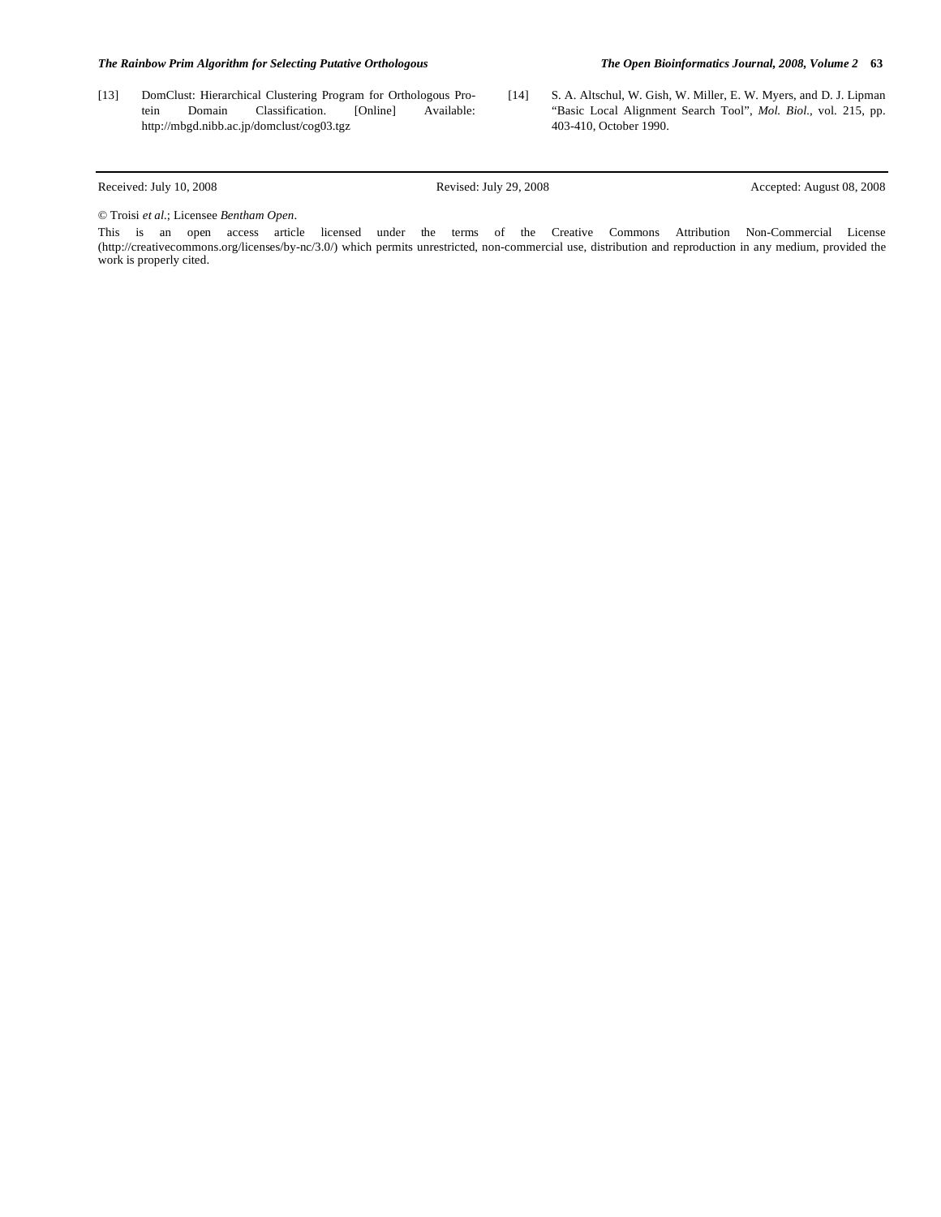[13] DomClust: Hierarchical Clustering Program for Orthologous Protein Domain Classification. [Online] Available: http://mbgd.nibb.ac.jp/domclust/cog03.tgz

[14] S. A. Altschul, W. Gish, W. Miller, E. W. Myers, and D. J. Lipman "Basic Local Alignment Search Tool", *Mol. Biol.*, vol. 215, pp. 403-410, October 1990.

---

Received: July 10, 2008 Revised: July 29, 2008 Accepted: August 08, 2008

© Troisi *et al.*; Licensee *Bentham Open*.

This is an open access article licensed under the terms of the Creative Commons Attribution Non-Commercial License (http://creativecommons.org/licenses/by-nc/3.0/) which permits unrestricted, non-commercial use, distribution and reproduction in any medium, provided the work is properly cited.